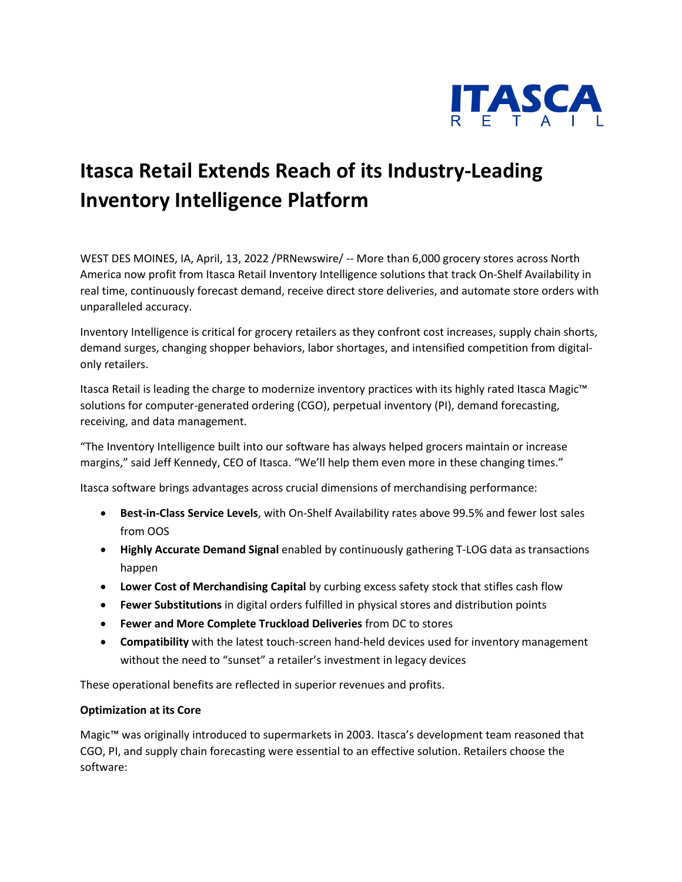ITASCA
R E T A I L

# Itasca Retail Extends Reach of its Industry-Leading Inventory Intelligence Platform

WEST DES MOINES, IA, April, 13, 2022 /PRNewswire/ -- More than 6,000 grocery stores across North America now profit from Itasca Retail Inventory Intelligence solutions that track On-Shelf Availability in real time, continuously forecast demand, receive direct store deliveries, and automate store orders with unparalleled accuracy.

Inventory Intelligence is critical for grocery retailers as they confront cost increases, supply chain shorts, demand surges, changing shopper behaviors, labor shortages, and intensified competition from digital-only retailers.

Itasca Retail is leading the charge to modernize inventory practices with its highly rated Itasca Magic™ solutions for computer-generated ordering (CGO), perpetual inventory (PI), demand forecasting, receiving, and data management.

"The Inventory Intelligence built into our software has always helped grocers maintain or increase margins," said Jeff Kennedy, CEO of Itasca. "We'll help them even more in these changing times."

Itasca software brings advantages across crucial dimensions of merchandising performance:

- **Best-in-Class Service Levels**, with On-Shelf Availability rates above 99.5% and fewer lost sales from OOS
- **Highly Accurate Demand Signal** enabled by continuously gathering T-LOG data as transactions happen
- **Lower Cost of Merchandising Capital** by curbing excess safety stock that stifles cash flow
- **Fewer Substitutions** in digital orders fulfilled in physical stores and distribution points
- **Fewer and More Complete Truckload Deliveries** from DC to stores
- **Compatibility** with the latest touch-screen hand-held devices used for inventory management without the need to "sunset" a retailer's investment in legacy devices

These operational benefits are reflected in superior revenues and profits.

**Optimization at its Core**

Magic™ was originally introduced to supermarkets in 2003. Itasca's development team reasoned that CGO, PI, and supply chain forecasting were essential to an effective solution. Retailers choose the software: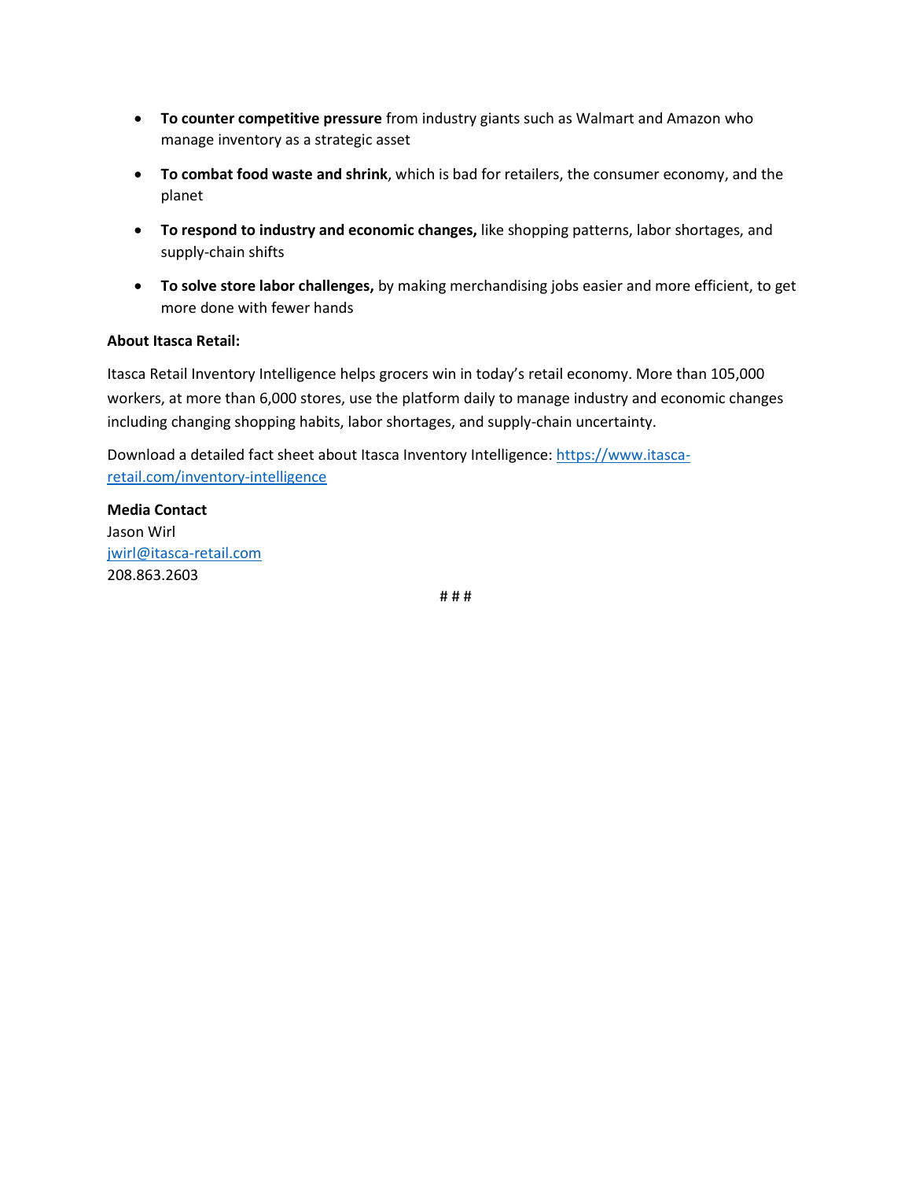- **To counter competitive pressure** from industry giants such as Walmart and Amazon who manage inventory as a strategic asset
- **To combat food waste and shrink**, which is bad for retailers, the consumer economy, and the planet
- **To respond to industry and economic changes,** like shopping patterns, labor shortages, and supply-chain shifts
- **To solve store labor challenges,** by making merchandising jobs easier and more efficient, to get more done with fewer hands

**About Itasca Retail:**

Itasca Retail Inventory Intelligence helps grocers win in today's retail economy. More than 105,000 workers, at more than 6,000 stores, use the platform daily to manage industry and economic changes including changing shopping habits, labor shortages, and supply-chain uncertainty.

Download a detailed fact sheet about Itasca Inventory Intelligence: [https://www.itasca-retail.com/inventory-intelligence](https://www.itasca-retail.com/inventory-intelligence)

**Media Contact**
Jason Wirl
[jwirl@itasca-retail.com](mailto:jwirl@itasca-retail.com)
208.863.2603

# # #